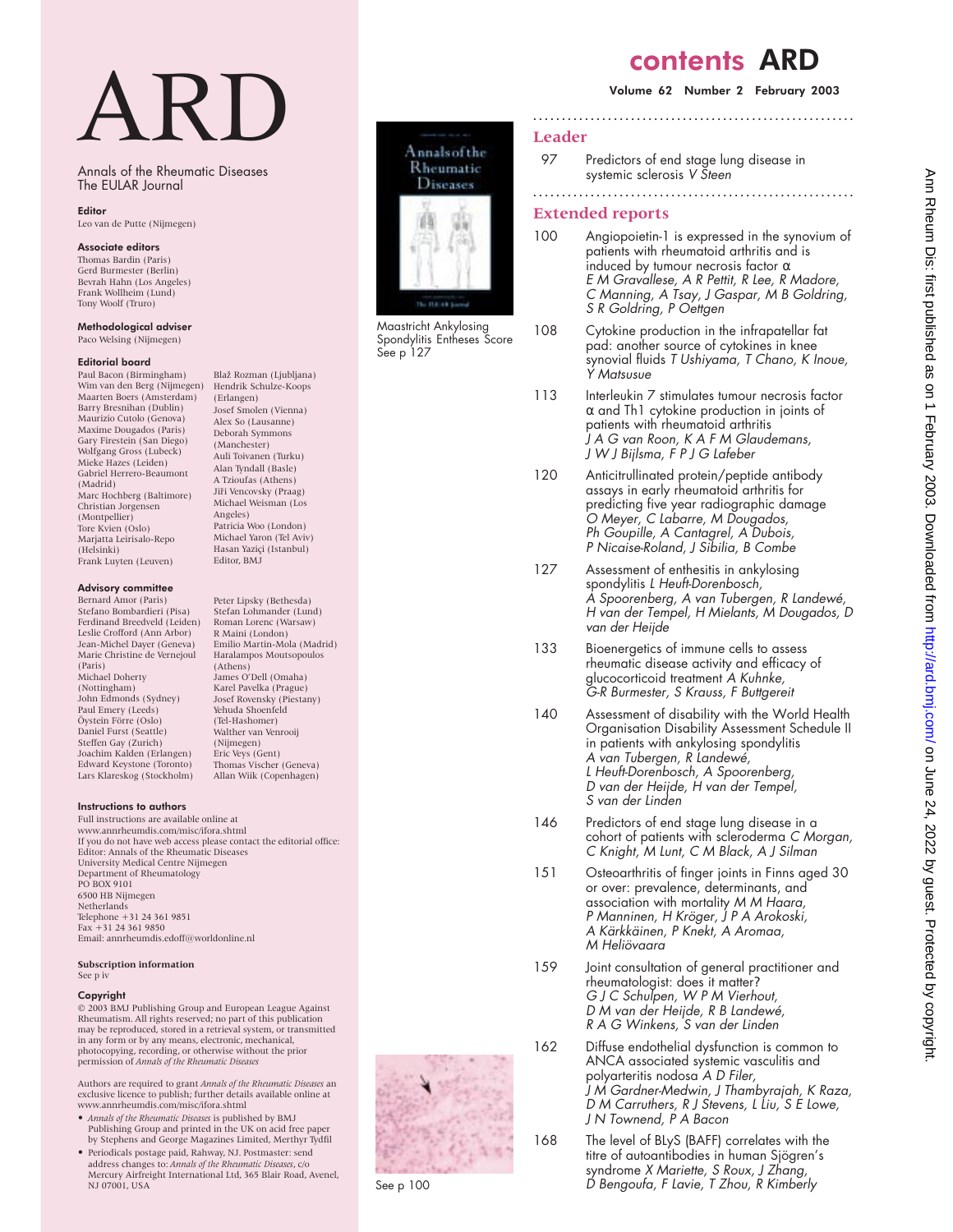# ARD

Annals of the Rheumatic Diseases
The EULAR Journal

**Editor**
Leo van de Putte (Nijmegen)

**Associate editors**
Thomas Bardin (Paris)
Gerd Burmester (Berlin)
Bevrah Hahn (Los Angeles)
Frank Wollheim (Lund)
Tony Woolf (Truro)

**Methodological adviser**
Paco Welsing (Nijmegen)

**Editorial board**
Paul Bacon (Birmingham)
Wim van den Berg (Nijmegen)
Maarten Boers (Amsterdam)
Barry Bresnihan (Dublin)
Maurizio Cutolo (Genova)
Maxime Dougados (Paris)
Gary Firestein (San Diego)
Wolfgang Gross (Lubeck)
Mieke Hazes (Leiden)
Gabriel Herrero-Beaumont (Madrid)
Marc Hochberg (Baltimore)
Christian Jorgensen (Montpellier)
Tore Kvien (Oslo)
Marjatta Leirisalo-Repo (Helsinki)
Frank Luyten (Leuven)
Blaž Rozman (Ljubljana)
Hendrik Schulze-Koops (Erlangen)
Josef Smolen (Vienna)
Alex So (Lausanne)
Deborah Symmons (Manchester)
Auli Toivanen (Turku)
Alan Tyndall (Basle)
A Tzioufas (Athens)
Jiří Vencovsky (Praag)
Michael Weisman (Los Angeles)
Patricia Woo (London)
Michael Yaron (Tel Aviv)
Hasan Yaziçi (Istanbul)
Editor, BMJ

**Advisory committee**
Bernard Amor (Paris)
Stefano Bombardieri (Pisa)
Ferdinand Breedveld (Leiden)
Leslie Crofford (Ann Arbor)
Jean-Michel Dayer (Geneva)
Marie Christine de Vernejoul (Paris)
Michael Doherty (Nottingham)
John Edmonds (Sydney)
Paul Emery (Leeds)
Öystein Förre (Oslo)
Daniel Furst (Seattle)
Steffen Gay (Zurich)
Joachim Kalden (Erlangen)
Edward Keystone (Toronto)
Lars Klareskog (Stockholm)
Peter Lipsky (Bethesda)
Stefan Lohmander (Lund)
Roman Lorenc (Warsaw)
R Maini (London)
Emilio Martin-Mola (Madrid)
Haralampos Moutsopoulos (Athens)
James O'Dell (Omaha)
Karel Pavelka (Prague)
Josef Rovensky (Piestany)
Yehuda Shoenfeld (Tel-Hashomer)
Walther van Venrooij (Nijmegen)
Eric Veys (Gent)
Thomas Vischer (Geneva)
Allan Wiik (Copenhagen)

**Instructions to authors**
Full instructions are available online at
www.annrheumdis.com/misc/ifora.shtml
If you do not have web access please contact the editorial office:
Editor: Annals of the Rheumatic Diseases
University Medical Centre Nijmegen
Department of Rheumatology
PO BOX 9101
6500 HB Nijmegen
Netherlands
Telephone +31 24 361 9851
Fax +31 24 361 9850
Email: annrheumdis.edoff@worldonline.nl

**Subscription information**
See p iv

**Copyright**
© 2003 BMJ Publishing Group and European League Against Rheumatism. All rights reserved; no part of this publication may be reproduced, stored in a retrieval system, or transmitted in any form or by any means, electronic, mechanical, photocopying, recording, or otherwise without the prior permission of *Annals of the Rheumatic Diseases*

Authors are required to grant *Annals of the Rheumatic Diseases* an exclusive licence to publish; further details available online at www.annrheumdis.com/misc/ifora.shtml

- *Annals of the Rheumatic Diseases* is published by BMJ Publishing Group and printed in the UK on acid free paper by Stephens and George Magazines Limited, Merthyr Tydfil
- Periodicals postage paid, Rahway, NJ. Postmaster: send address changes to: *Annals of the Rheumatic Diseases*, c/o Mercury Airfreight International Ltd, 365 Blair Road, Avenel, NJ 07001, USA

Maastricht Ankylosing Spondylitis Entheses Score
See p 127

See p 100

# contents ARD

**Volume 62 Number 2 February 2003**

## Leader

97 Predictors of end stage lung disease in systemic sclerosis *V Steen*

## Extended reports

100 Angiopoietin-1 is expressed in the synovium of patients with rheumatoid arthritis and is induced by tumour necrosis factor α *E M Gravallese, A R Pettit, R Lee, R Madore, C Manning, A Tsay, J Gaspar, M B Goldring, S R Goldring, P Oettgen*

108 Cytokine production in the infrapatellar fat pad: another source of cytokines in knee synovial fluids *T Ushiyama, T Chano, K Inoue, Y Matsusue*

113 Interleukin 7 stimulates tumour necrosis factor α and Th1 cytokine production in joints of patients with rheumatoid arthritis *J A G van Roon, K A F M Glaudemans, J W J Bijlsma, F P J G Lafeber*

120 Anticitrullinated protein/peptide antibody assays in early rheumatoid arthritis for predicting five year radiographic damage *O Meyer, C Labarre, M Dougados, Ph Goupille, A Cantagrel, A Dubois, P Nicaise-Roland, J Sibilia, B Combe*

127 Assessment of enthesitis in ankylosing spondylitis *L Heuft-Dorenbosch, A Spoorenberg, A van Tubergen, R Landewé, H van der Tempel, H Mielants, M Dougados, D van der Heijde*

133 Bioenergetics of immune cells to assess rheumatic disease activity and efficacy of glucocorticoid treatment *A Kuhnke, G-R Burmester, S Krauss, F Buttgereit*

140 Assessment of disability with the World Health Organisation Disability Assessment Schedule II in patients with ankylosing spondylitis *A van Tubergen, R Landewé, L Heuft-Dorenbosch, A Spoorenberg, D van der Heijde, H van der Tempel, S van der Linden*

146 Predictors of end stage lung disease in a cohort of patients with scleroderma *C Morgan, C Knight, M Lunt, C M Black, A J Silman*

151 Osteoarthritis of finger joints in Finns aged 30 or over: prevalence, determinants, and association with mortality *M M Haara, P Manninen, H Kröger, J P A Arokoski, A Kärkkäinen, P Knekt, A Aromaa, M Heliövaara*

159 Joint consultation of general practitioner and rheumatologist: does it matter? *G J C Schulpen, W P M Vierhout, D M van der Heijde, R B Landewé, R A G Winkens, S van der Linden*

162 Diffuse endothelial dysfunction is common to ANCA associated systemic vasculitis and polyarteritis nodosa *A D Filer, J M Gardner-Medwin, J Thambyrajah, K Raza, D M Carruthers, R J Stevens, L Liu, S E Lowe, J N Townend, P A Bacon*

168 The level of BLyS (BAFF) correlates with the titre of autoantibodies in human Sjögren's syndrome *X Mariette, S Roux, J Zhang, D Bengoufa, F Lavie, T Zhou, R Kimberly*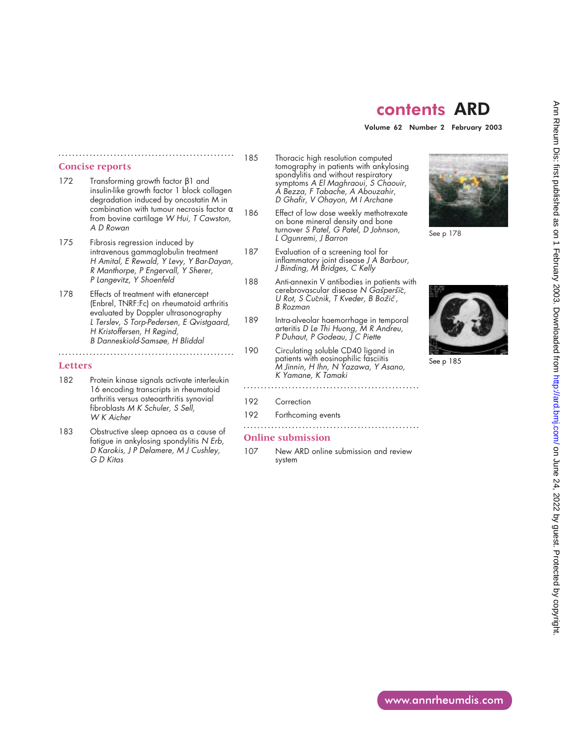# contents ARD

Volume 62 Number 2 February 2003

## Concise reports

172 Transforming growth factor β1 and insulin-like growth factor 1 block collagen degradation induced by oncostatin M in combination with tumour necrosis factor α from bovine cartilage *W Hui, T Cawston, A D Rowan*

175 Fibrosis regression induced by intravenous gammaglobulin treatment *H Amital, E Rewald, Y Levy, Y Bar-Dayan, R Manthorpe, P Engervall, Y Sherer, P Langevitz, Y Shoenfeld*

178 Effects of treatment with etanercept (Enbrel, TNRF:Fc) on rheumatoid arthritis evaluated by Doppler ultrasonography *L Terslev, S Torp-Pedersen, E Qvistgaard, H Kristoffersen, H Røgind, B Danneskiold-Samsøe, H Bliddal*

## Letters

182 Protein kinase signals activate interleukin 16 encoding transcripts in rheumatoid arthritis versus osteoarthritis synovial fibroblasts *M K Schuler, S Sell, W K Aicher*

183 Obstructive sleep apnoea as a cause of fatigue in ankylosing spondylitis *N Erb, D Karokis, J P Delamere, M J Cushley, G D Kitas*

185 Thoracic high resolution computed tomography in patients with ankylosing spondylitis and without respiratory symptoms *A El Maghraoui, S Chaouir, A Bezza, F Tabache, A Abouzahir, D Ghafir, V Ohayon, M I Archane*

186 Effect of low dose weekly methotrexate on bone mineral density and bone turnover *S Patel, G Patel, D Johnson, L Ogunremi, J Barron*

187 Evaluation of a screening tool for inflammatory joint disease *J A Barbour, J Binding, M Bridges, C Kelly*

188 Anti-annexin V antibodies in patients with cerebrovascular disease *N Gašperšič, U Rot, S Čučnik, T Kveder, B Božič, B Rozman*

189 Intra-alveolar haemorrhage in temporal arteritis *D Le Thi Huong, M R Andreu, P Duhaut, P Godeau, J C Piette*

190 Circulating soluble CD40 ligand in patients with eosinophilic fasciitis *M Jinnin, H Ihn, N Yazawa, Y Asano, K Yamane, K Tamaki*

192 Correction

192 Forthcoming events

## Online submission

107 New ARD online submission and review system

See p 178

See p 185

www.annrheumdis.com